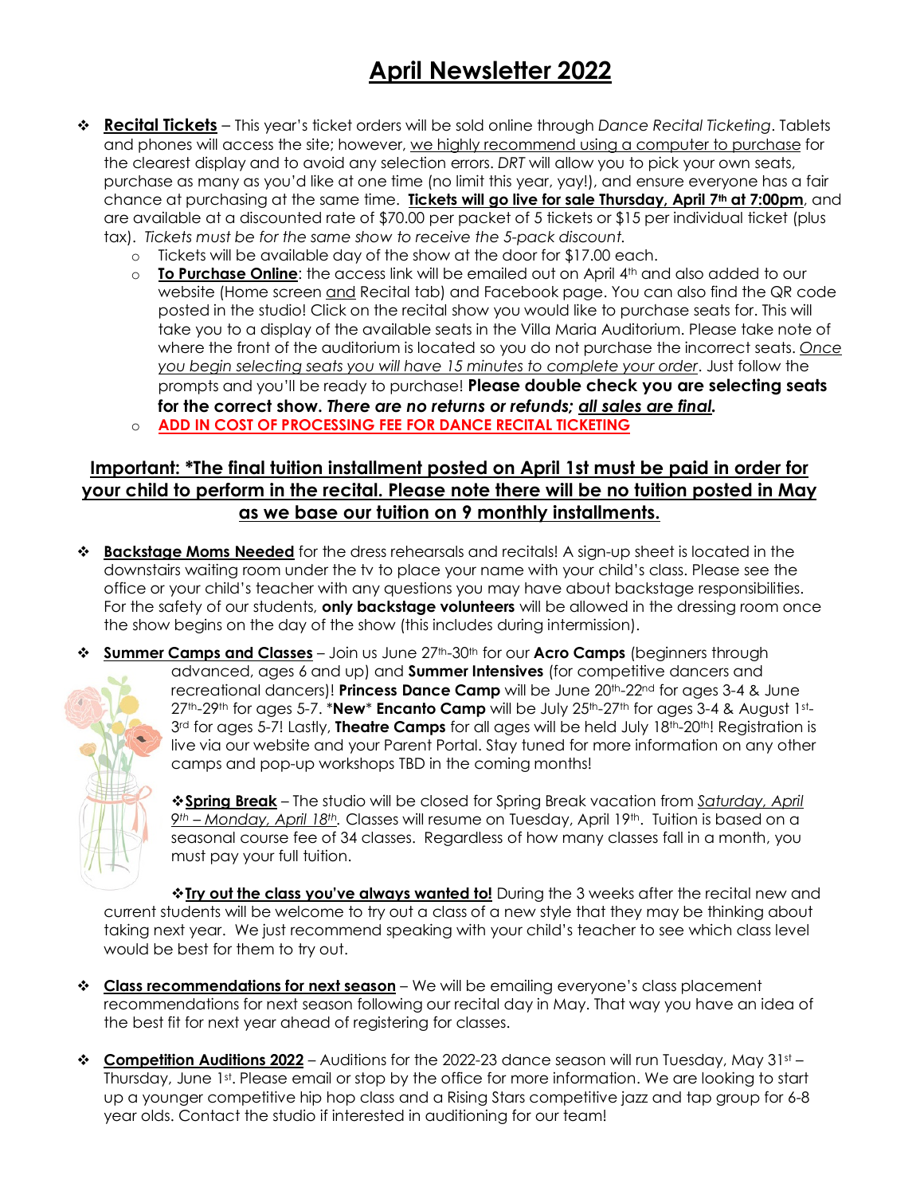# April Newsletter 2022

- **Recital Tickets** – This year's ticket orders will be sold online through *Dance Recital Ticketing*. Tablets and phones will access the site; however, we highly recommend using a computer to purchase for the clearest display and to avoid any selection errors. *DRT* will allow you to pick your own seats, purchase as many as you'd like at one time (no limit this year, yay!), and ensure everyone has a fair chance at purchasing at the same time. **Tickets will go live for sale Thursday, April 7th at 7:00pm**, and are available at a discounted rate of $70.00 per packet of 5 tickets or $15 per individual ticket (plus tax). *Tickets must be for the same show to receive the 5-pack discount.*
  - Tickets will be available day of the show at the door for $17.00 each.
  - **To Purchase Online**: the access link will be emailed out on April 4th and also added to our website (Home screen and Recital tab) and Facebook page. You can also find the QR code posted in the studio! Click on the recital show you would like to purchase seats for. This will take you to a display of the available seats in the Villa Maria Auditorium. Please take note of where the front of the auditorium is located so you do not purchase the incorrect seats. *Once you begin selecting seats you will have 15 minutes to complete your order*. Just follow the prompts and you'll be ready to purchase! **Please double check you are selecting seats for the correct show. *There are no returns or refunds; all sales are final.***
  - **ADD IN COST OF PROCESSING FEE FOR DANCE RECITAL TICKETING**

**Important: *The final tuition installment posted on April 1st must be paid in order for your child to perform in the recital. Please note there will be no tuition posted in May as we base our tuition on 9 monthly installments.**

- **Backstage Moms Needed** for the dress rehearsals and recitals! A sign-up sheet is located in the downstairs waiting room under the tv to place your name with your child's class. Please see the office or your child's teacher with any questions you may have about backstage responsibilities. For the safety of our students, **only backstage volunteers** will be allowed in the dressing room once the show begins on the day of the show (this includes during intermission).

- **Summer Camps and Classes** – Join us June 27th-30th for our **Acro Camps** (beginners through advanced, ages 6 and up) and **Summer Intensives** (for competitive dancers and recreational dancers)! **Princess Dance Camp** will be June 20th-22nd for ages 3-4 & June 27th-29th for ages 5-7. ***New* Encanto Camp** will be July 25th-27th for ages 3-4 & August 1st-3rd for ages 5-7! Lastly, **Theatre Camps** for all ages will be held July 18th-20th! Registration is live via our website and your Parent Portal. Stay tuned for more information on any other camps and pop-up workshops TBD in the coming months!

- **Spring Break** – The studio will be closed for Spring Break vacation from *Saturday, April 9th – Monday, April 18th*. Classes will resume on Tuesday, April 19th. Tuition is based on a seasonal course fee of 34 classes. Regardless of how many classes fall in a month, you must pay your full tuition.

- **Try out the class you've always wanted to!** During the 3 weeks after the recital new and current students will be welcome to try out a class of a new style that they may be thinking about taking next year. We just recommend speaking with your child's teacher to see which class level would be best for them to try out.

- **Class recommendations for next season** – We will be emailing everyone's class placement recommendations for next season following our recital day in May. That way you have an idea of the best fit for next year ahead of registering for classes.

- **Competition Auditions 2022** – Auditions for the 2022-23 dance season will run Tuesday, May 31st – Thursday, June 1st. Please email or stop by the office for more information. We are looking to start up a younger competitive hip hop class and a Rising Stars competitive jazz and tap group for 6-8 year olds. Contact the studio if interested in auditioning for our team!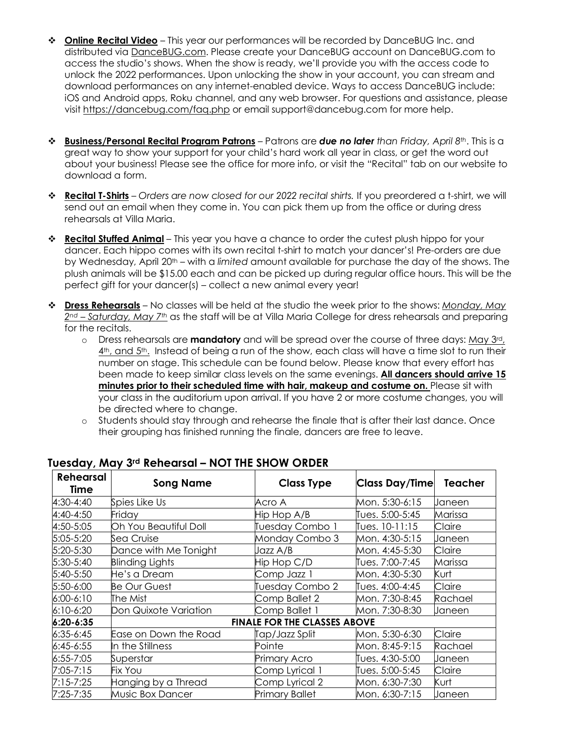- **Online Recital Video** – This year our performances will be recorded by DanceBUG Inc. and distributed via DanceBUG.com. Please create your DanceBUG account on DanceBUG.com to access the studio's shows. When the show is ready, we'll provide you with the access code to unlock the 2022 performances. Upon unlocking the show in your account, you can stream and download performances on any internet-enabled device. Ways to access DanceBUG include: iOS and Android apps, Roku channel, and any web browser. For questions and assistance, please visit https://dancebug.com/faq.php or email support@dancebug.com for more help.

- **Business/Personal Recital Program Patrons** – Patrons are ***due no later*** *than Friday, April 8th*. This is a great way to show your support for your child's hard work all year in class, or get the word out about your business! Please see the office for more info, or visit the "Recital" tab on our website to download a form.

- **Recital T-Shirts** – *Orders are now closed for our 2022 recital shirts.* If you preordered a t-shirt, we will send out an email when they come in. You can pick them up from the office or during dress rehearsals at Villa Maria.

- **Recital Stuffed Animal** – This year you have a chance to order the cutest plush hippo for your dancer. Each hippo comes with its own recital t-shirt to match your dancer's! Pre-orders are due by Wednesday, April 20th – with a *limited* amount available for purchase the day of the shows. The plush animals will be $15.00 each and can be picked up during regular office hours. This will be the perfect gift for your dancer(s) – collect a new animal every year!

- **Dress Rehearsals** – No classes will be held at the studio the week prior to the shows: *Monday, May 2nd – Saturday, May 7th* as the staff will be at Villa Maria College for dress rehearsals and preparing for the recitals.
  - Dress rehearsals are **mandatory** and will be spread over the course of three days: May 3rd, 4th, and 5th. Instead of being a run of the show, each class will have a time slot to run their number on stage. This schedule can be found below. Please know that every effort has been made to keep similar class levels on the same evenings. **All dancers should arrive 15 minutes prior to their scheduled time with hair, makeup and costume on.** Please sit with your class in the auditorium upon arrival. If you have 2 or more costume changes, you will be directed where to change.
  - Students should stay through and rehearse the finale that is after their last dance. Once their grouping has finished running the finale, dancers are free to leave.

## Tuesday, May 3rd Rehearsal – NOT THE SHOW ORDER

| Rehearsal Time | Song Name | Class Type | Class Day/Time | Teacher |
|---|---|---|---|---|
| 4:30-4:40 | Spies Like Us | Acro A | Mon. 5:30-6:15 | Janeen |
| 4:40-4:50 | Friday | Hip Hop A/B | Tues. 5:00-5:45 | Marissa |
| 4:50-5:05 | Oh You Beautiful Doll | Tuesday Combo 1 | Tues. 10-11:15 | Claire |
| 5:05-5:20 | Sea Cruise | Monday Combo 3 | Mon. 4:30-5:15 | Janeen |
| 5:20-5:30 | Dance with Me Tonight | Jazz A/B | Mon. 4:45-5:30 | Claire |
| 5:30-5:40 | Blinding Lights | Hip Hop C/D | Tues. 7:00-7:45 | Marissa |
| 5:40-5:50 | He's a Dream | Comp Jazz 1 | Mon. 4:30-5:30 | Kurt |
| 5:50-6:00 | Be Our Guest | Tuesday Combo 2 | Tues. 4:00-4:45 | Claire |
| 6:00-6:10 | The Mist | Comp Ballet 2 | Mon. 7:30-8:45 | Rachael |
| 6:10-6:20 | Don Quixote Variation | Comp Ballet 1 | Mon. 7:30-8:30 | Janeen |
| **6:20-6:35** | **FINALE FOR THE CLASSES ABOVE** | | | |
| 6:35-6:45 | Ease on Down the Road | Tap/Jazz Split | Mon. 5:30-6:30 | Claire |
| 6:45-6:55 | In the Stillness | Pointe | Mon. 8:45-9:15 | Rachael |
| 6:55-7:05 | Superstar | Primary Acro | Tues. 4:30-5:00 | Janeen |
| 7:05-7:15 | Fix You | Comp Lyrical 1 | Tues. 5:00-5:45 | Claire |
| 7:15-7:25 | Hanging by a Thread | Comp Lyrical 2 | Mon. 6:30-7:30 | Kurt |
| 7:25-7:35 | Music Box Dancer | Primary Ballet | Mon. 6:30-7:15 | Janeen |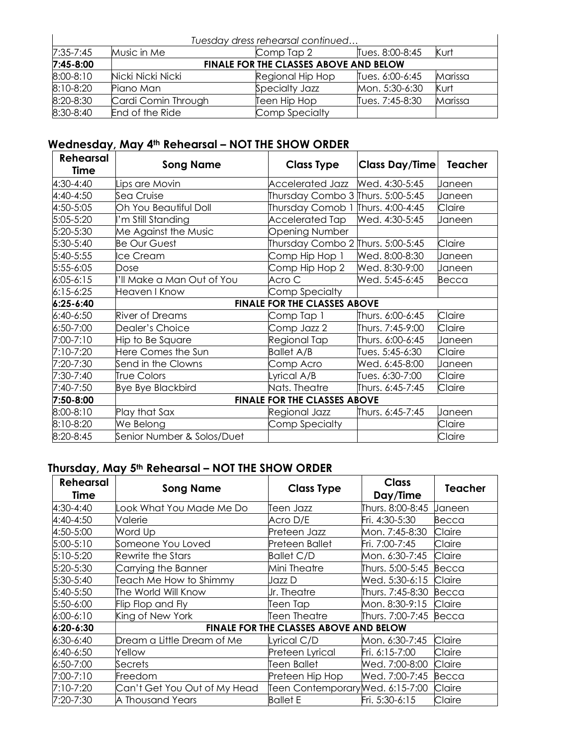| *Tuesday dress rehearsal continued…* | | | | |
|---|---|---|---|---|
| 7:35-7:45 | Music in Me | Comp Tap 2 | Tues. 8:00-8:45 | Kurt |
| **7:45-8:00** | **FINALE FOR THE CLASSES ABOVE AND BELOW** | | | |
| 8:00-8:10 | Nicki Nicki Nicki | Regional Hip Hop | Tues. 6:00-6:45 | Marissa |
| 8:10-8:20 | Piano Man | Specialty Jazz | Mon. 5:30-6:30 | Kurt |
| 8:20-8:30 | Cardi Comin Through | Teen Hip Hop | Tues. 7:45-8:30 | Marissa |
| 8:30-8:40 | End of the Ride | Comp Specialty | | |

## Wednesday, May 4th Rehearsal – NOT THE SHOW ORDER

| Rehearsal Time | Song Name | Class Type | Class Day/Time | Teacher |
|---|---|---|---|---|
| 4:30-4:40 | Lips are Movin | Accelerated Jazz | Wed. 4:30-5:45 | Janeen |
| 4:40-4:50 | Sea Cruise | Thursday Combo 3 | Thurs. 5:00-5:45 | Janeen |
| 4:50-5:05 | Oh You Beautiful Doll | Thursday Comob 1 | Thurs. 4:00-4:45 | Claire |
| 5:05-5:20 | I'm Still Standing | Accelerated Tap | Wed. 4:30-5:45 | Janeen |
| 5:20-5:30 | Me Against the Music | Opening Number | | |
| 5:30-5:40 | Be Our Guest | Thursday Combo 2 | Thurs. 5:00-5:45 | Claire |
| 5:40-5:55 | Ice Cream | Comp Hip Hop 1 | Wed. 8:00-8:30 | Janeen |
| 5:55-6:05 | Dose | Comp Hip Hop 2 | Wed. 8:30-9:00 | Janeen |
| 6:05-6:15 | I'll Make a Man Out of You | Acro C | Wed. 5:45-6:45 | Becca |
| 6:15-6:25 | Heaven I Know | Comp Specialty | | |
| **6:25-6:40** | **FINALE FOR THE CLASSES ABOVE** | | | |
| 6:40-6:50 | River of Dreams | Comp Tap 1 | Thurs. 6:00-6:45 | Claire |
| 6:50-7:00 | Dealer's Choice | Comp Jazz 2 | Thurs. 7:45-9:00 | Claire |
| 7:00-7:10 | Hip to Be Square | Regional Tap | Thurs. 6:00-6:45 | Janeen |
| 7:10-7:20 | Here Comes the Sun | Ballet A/B | Tues. 5:45-6:30 | Claire |
| 7:20-7:30 | Send in the Clowns | Comp Acro | Wed. 6:45-8:00 | Janeen |
| 7:30-7:40 | True Colors | Lyrical A/B | Tues. 6:30-7:00 | Claire |
| 7:40-7:50 | Bye Bye Blackbird | Nats. Theatre | Thurs. 6:45-7:45 | Claire |
| **7:50-8:00** | **FINALE FOR THE CLASSES ABOVE** | | | |
| 8:00-8:10 | Play that Sax | Regional Jazz | Thurs. 6:45-7:45 | Janeen |
| 8:10-8:20 | We Belong | Comp Specialty | | Claire |
| 8:20-8:45 | Senior Number & Solos/Duet | | | Claire |

## Thursday, May 5th Rehearsal – NOT THE SHOW ORDER

| Rehearsal Time | Song Name | Class Type | Class Day/Time | Teacher |
|---|---|---|---|---|
| 4:30-4:40 | Look What You Made Me Do | Teen Jazz | Thurs. 8:00-8:45 | Janeen |
| 4:40-4:50 | Valerie | Acro D/E | Fri. 4:30-5:30 | Becca |
| 4:50-5:00 | Word Up | Preteen Jazz | Mon. 7:45-8:30 | Claire |
| 5:00-5:10 | Someone You Loved | Preteen Ballet | Fri. 7:00-7:45 | Claire |
| 5:10-5:20 | Rewrite the Stars | Ballet C/D | Mon. 6:30-7:45 | Claire |
| 5:20-5:30 | Carrying the Banner | Mini Theatre | Thurs. 5:00-5:45 | Becca |
| 5:30-5:40 | Teach Me How to Shimmy | Jazz D | Wed. 5:30-6:15 | Claire |
| 5:40-5:50 | The World Will Know | Jr. Theatre | Thurs. 7:45-8:30 | Becca |
| 5:50-6:00 | Flip Flop and Fly | Teen Tap | Mon. 8:30-9:15 | Claire |
| 6:00-6:10 | King of New York | Teen Theatre | Thurs. 7:00-7:45 | Becca |
| **6:20-6:30** | **FINALE FOR THE CLASSES ABOVE AND BELOW** | | | |
| 6:30-6:40 | Dream a Little Dream of Me | Lyrical C/D | Mon. 6:30-7:45 | Claire |
| 6:40-6:50 | Yellow | Preteen Lyrical | Fri. 6:15-7:00 | Claire |
| 6:50-7:00 | Secrets | Teen Ballet | Wed. 7:00-8:00 | Claire |
| 7:00-7:10 | Freedom | Preteen Hip Hop | Wed. 7:00-7:45 | Becca |
| 7:10-7:20 | Can't Get You Out of My Head | Teen Contemporary | Wed. 6:15-7:00 | Claire |
| 7:20-7:30 | A Thousand Years | Ballet E | Fri. 5:30-6:15 | Claire |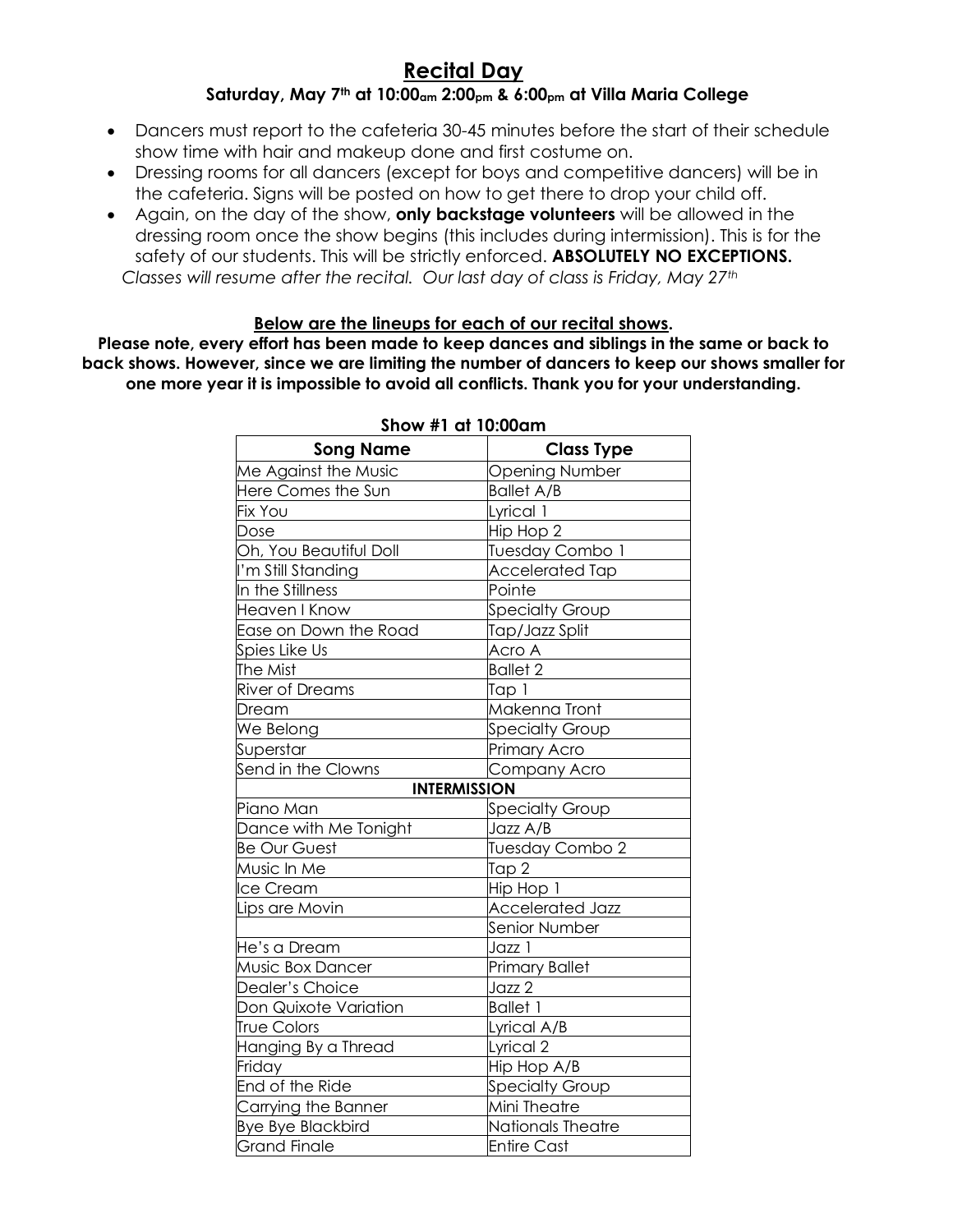# Recital Day

**Saturday, May 7th at 10:00am 2:00pm & 6:00pm at Villa Maria College**

- Dancers must report to the cafeteria 30-45 minutes before the start of their schedule show time with hair and makeup done and first costume on.
- Dressing rooms for all dancers (except for boys and competitive dancers) will be in the cafeteria. Signs will be posted on how to get there to drop your child off.
- Again, on the day of the show, **only backstage volunteers** will be allowed in the dressing room once the show begins (this includes during intermission). This is for the safety of our students. This will be strictly enforced. **ABSOLUTELY NO EXCEPTIONS.**

*Classes will resume after the recital. Our last day of class is Friday, May 27th*

**Below are the lineups for each of our recital shows.**

**Please note, every effort has been made to keep dances and siblings in the same or back to back shows. However, since we are limiting the number of dancers to keep our shows smaller for one more year it is impossible to avoid all conflicts. Thank you for your understanding.**

**Show #1 at 10:00am**

| Song Name | Class Type |
|---|---|
| Me Against the Music | Opening Number |
| Here Comes the Sun | Ballet A/B |
| Fix You | Lyrical 1 |
| Dose | Hip Hop 2 |
| Oh, You Beautiful Doll | Tuesday Combo 1 |
| I'm Still Standing | Accelerated Tap |
| In the Stillness | Pointe |
| Heaven I Know | Specialty Group |
| Ease on Down the Road | Tap/Jazz Split |
| Spies Like Us | Acro A |
| The Mist | Ballet 2 |
| River of Dreams | Tap 1 |
| Dream | Makenna Tront |
| We Belong | Specialty Group |
| Superstar | Primary Acro |
| Send in the Clowns | Company Acro |
| **INTERMISSION** | |
| Piano Man | Specialty Group |
| Dance with Me Tonight | Jazz A/B |
| Be Our Guest | Tuesday Combo 2 |
| Music In Me | Tap 2 |
| Ice Cream | Hip Hop 1 |
| Lips are Movin | Accelerated Jazz |
| | Senior Number |
| He's a Dream | Jazz 1 |
| Music Box Dancer | Primary Ballet |
| Dealer's Choice | Jazz 2 |
| Don Quixote Variation | Ballet 1 |
| True Colors | Lyrical A/B |
| Hanging By a Thread | Lyrical 2 |
| Friday | Hip Hop A/B |
| End of the Ride | Specialty Group |
| Carrying the Banner | Mini Theatre |
| Bye Bye Blackbird | Nationals Theatre |
| Grand Finale | Entire Cast |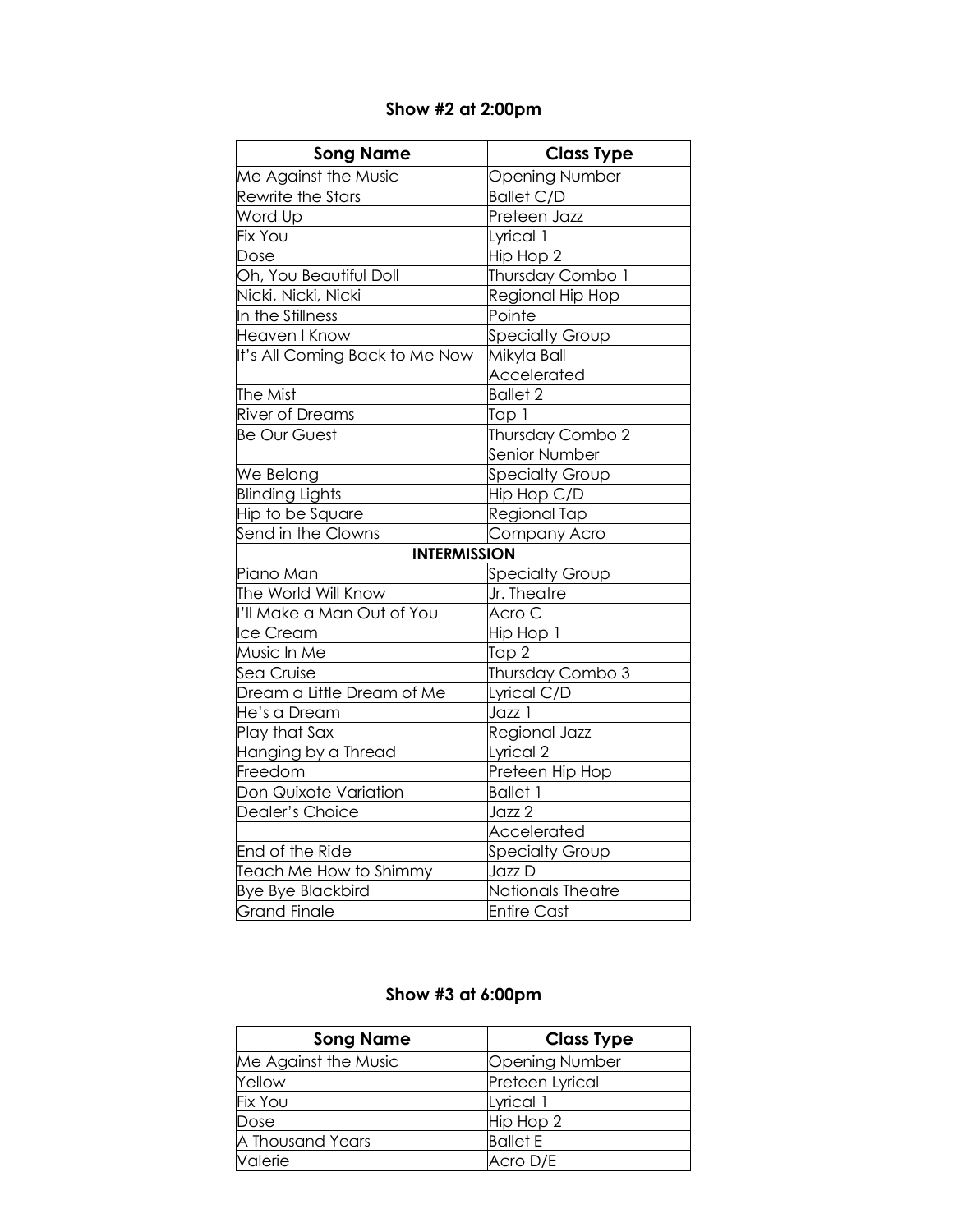## Show #2 at 2:00pm

| Song Name | Class Type |
|---|---|
| Me Against the Music | Opening Number |
| Rewrite the Stars | Ballet C/D |
| Word Up | Preteen Jazz |
| Fix You | Lyrical 1 |
| Dose | Hip Hop 2 |
| Oh, You Beautiful Doll | Thursday Combo 1 |
| Nicki, Nicki, Nicki | Regional Hip Hop |
| In the Stillness | Pointe |
| Heaven I Know | Specialty Group |
| It's All Coming Back to Me Now | Mikyla Ball |
| | Accelerated |
| The Mist | Ballet 2 |
| River of Dreams | Tap 1 |
| Be Our Guest | Thursday Combo 2 |
| | Senior Number |
| We Belong | Specialty Group |
| Blinding Lights | Hip Hop C/D |
| Hip to be Square | Regional Tap |
| Send in the Clowns | Company Acro |
| **INTERMISSION** | |
| Piano Man | Specialty Group |
| The World Will Know | Jr. Theatre |
| I'll Make a Man Out of You | Acro C |
| Ice Cream | Hip Hop 1 |
| Music In Me | Tap 2 |
| Sea Cruise | Thursday Combo 3 |
| Dream a Little Dream of Me | Lyrical C/D |
| He's a Dream | Jazz 1 |
| Play that Sax | Regional Jazz |
| Hanging by a Thread | Lyrical 2 |
| Freedom | Preteen Hip Hop |
| Don Quixote Variation | Ballet 1 |
| Dealer's Choice | Jazz 2 |
| | Accelerated |
| End of the Ride | Specialty Group |
| Teach Me How to Shimmy | Jazz D |
| Bye Bye Blackbird | Nationals Theatre |
| Grand Finale | Entire Cast |

## Show #3 at 6:00pm

| Song Name | Class Type |
|---|---|
| Me Against the Music | Opening Number |
| Yellow | Preteen Lyrical |
| Fix You | Lyrical 1 |
| Dose | Hip Hop 2 |
| A Thousand Years | Ballet E |
| Valerie | Acro D/E |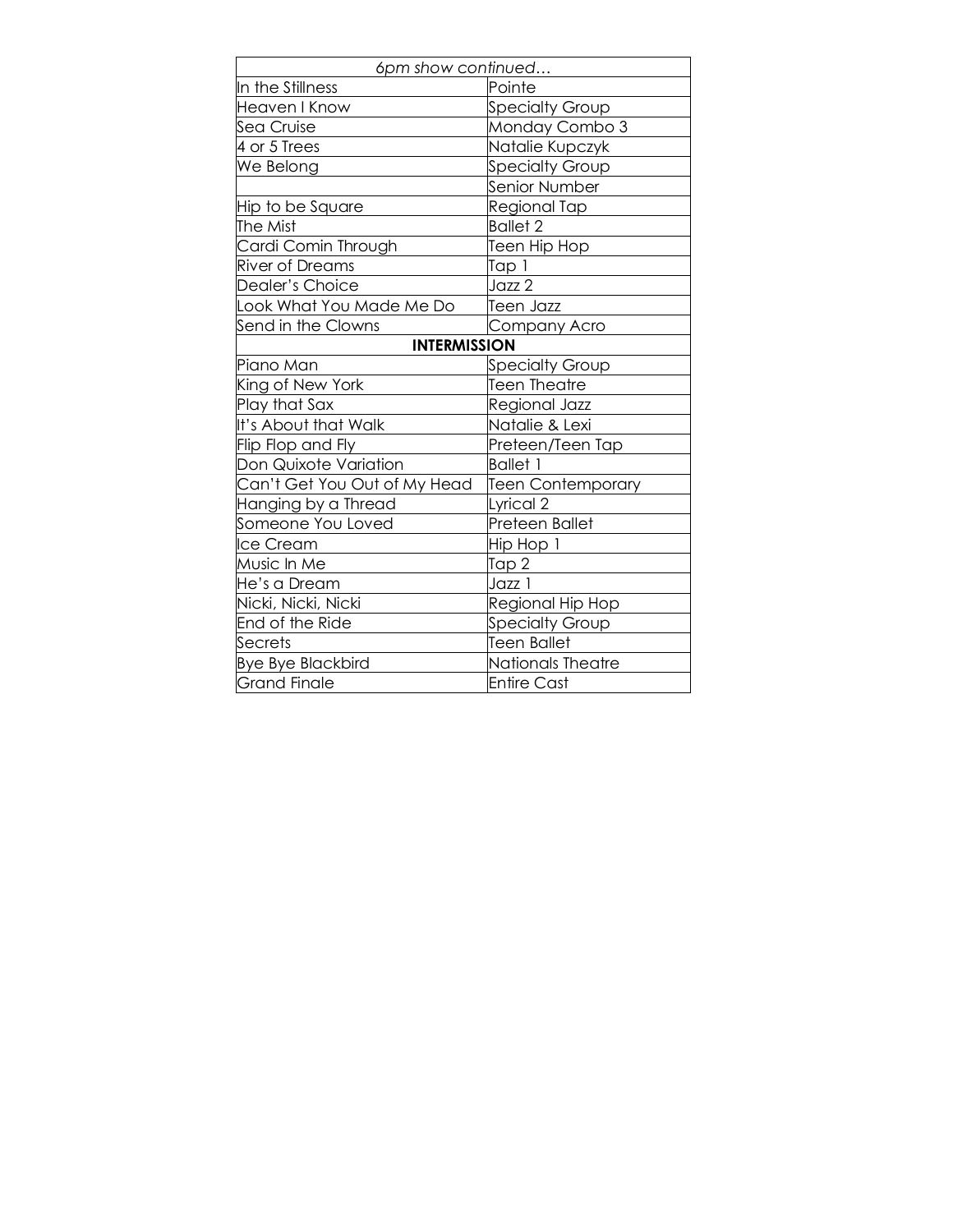| *6pm show continued…* | |
|---|---|
| In the Stillness | Pointe |
| Heaven I Know | Specialty Group |
| Sea Cruise | Monday Combo 3 |
| 4 or 5 Trees | Natalie Kupczyk |
| We Belong | Specialty Group |
| | Senior Number |
| Hip to be Square | Regional Tap |
| The Mist | Ballet 2 |
| Cardi Comin Through | Teen Hip Hop |
| River of Dreams | Tap 1 |
| Dealer's Choice | Jazz 2 |
| Look What You Made Me Do | Teen Jazz |
| Send in the Clowns | Company Acro |
| **INTERMISSION** | |
| Piano Man | Specialty Group |
| King of New York | Teen Theatre |
| Play that Sax | Regional Jazz |
| It's About that Walk | Natalie & Lexi |
| Flip Flop and Fly | Preteen/Teen Tap |
| Don Quixote Variation | Ballet 1 |
| Can't Get You Out of My Head | Teen Contemporary |
| Hanging by a Thread | Lyrical 2 |
| Someone You Loved | Preteen Ballet |
| Ice Cream | Hip Hop 1 |
| Music In Me | Tap 2 |
| He's a Dream | Jazz 1 |
| Nicki, Nicki, Nicki | Regional Hip Hop |
| End of the Ride | Specialty Group |
| Secrets | Teen Ballet |
| Bye Bye Blackbird | Nationals Theatre |
| Grand Finale | Entire Cast |